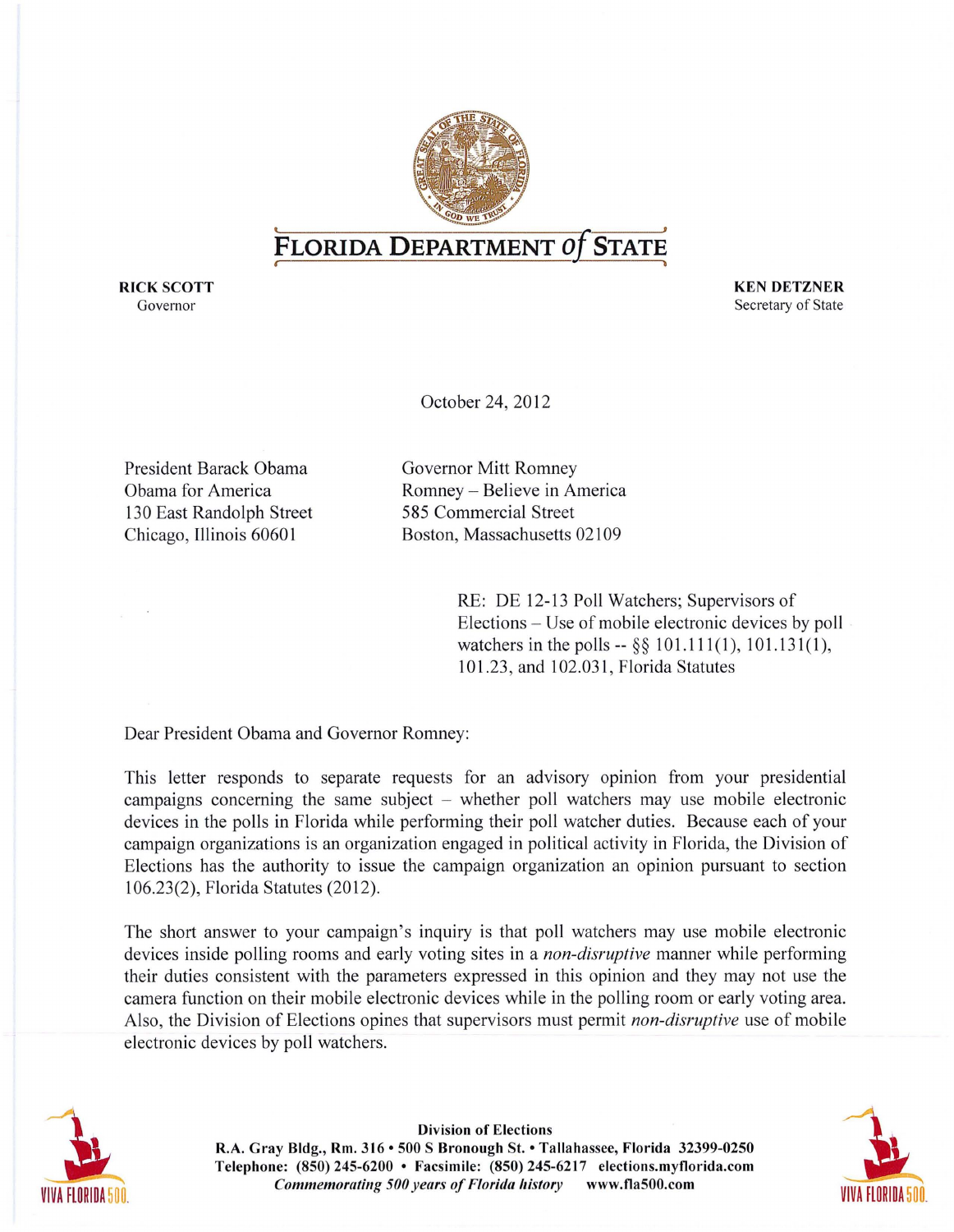# FLORIDA DEPARTMENT *of* STATE

**RICK SCOTT**
Governor

**KEN DETZNER**
Secretary of State

October 24, 2012

President Barack Obama
Obama for America
130 East Randolph Street
Chicago, Illinois 60601

Governor Mitt Romney
Romney – Believe in America
585 Commercial Street
Boston, Massachusetts 02109

RE: DE 12-13 Poll Watchers; Supervisors of Elections – Use of mobile electronic devices by poll watchers in the polls -- §§ 101.111(1), 101.131(1), 101.23, and 102.031, Florida Statutes

Dear President Obama and Governor Romney:

This letter responds to separate requests for an advisory opinion from your presidential campaigns concerning the same subject – whether poll watchers may use mobile electronic devices in the polls in Florida while performing their poll watcher duties. Because each of your campaign organizations is an organization engaged in political activity in Florida, the Division of Elections has the authority to issue the campaign organization an opinion pursuant to section 106.23(2), Florida Statutes (2012).

The short answer to your campaign's inquiry is that poll watchers may use mobile electronic devices inside polling rooms and early voting sites in a *non-disruptive* manner while performing their duties consistent with the parameters expressed in this opinion and they may not use the camera function on their mobile electronic devices while in the polling room or early voting area. Also, the Division of Elections opines that supervisors must permit *non-disruptive* use of mobile electronic devices by poll watchers.

**Division of Elections**
**R.A. Gray Bldg., Rm. 316 • 500 S Bronough St. • Tallahassee, Florida 32399-0250**
**Telephone: (850) 245-6200 • Facsimile: (850) 245-6217 elections.myflorida.com**
***Commemorating 500 years of Florida history*** **www.fla500.com**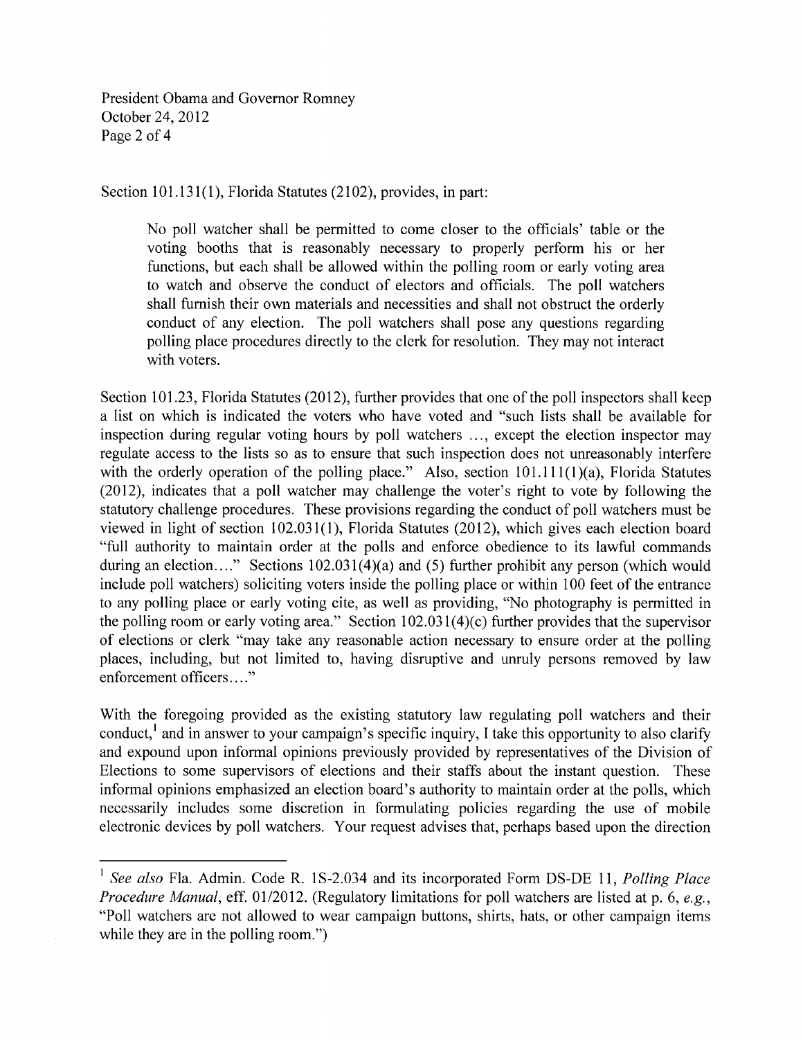Section 101.131(1), Florida Statutes (2102), provides, in part:

> No poll watcher shall be permitted to come closer to the officials' table or the voting booths that is reasonably necessary to properly perform his or her functions, but each shall be allowed within the polling room or early voting area to watch and observe the conduct of electors and officials. The poll watchers shall furnish their own materials and necessities and shall not obstruct the orderly conduct of any election. The poll watchers shall pose any questions regarding polling place procedures directly to the clerk for resolution. They may not interact with voters.

Section 101.23, Florida Statutes (2012), further provides that one of the poll inspectors shall keep a list on which is indicated the voters who have voted and "such lists shall be available for inspection during regular voting hours by poll watchers ..., except the election inspector may regulate access to the lists so as to ensure that such inspection does not unreasonably interfere with the orderly operation of the polling place." Also, section 101.111(1)(a), Florida Statutes (2012), indicates that a poll watcher may challenge the voter's right to vote by following the statutory challenge procedures. These provisions regarding the conduct of poll watchers must be viewed in light of section 102.031(1), Florida Statutes (2012), which gives each election board "full authority to maintain order at the polls and enforce obedience to its lawful commands during an election...." Sections 102.031(4)(a) and (5) further prohibit any person (which would include poll watchers) soliciting voters inside the polling place or within 100 feet of the entrance to any polling place or early voting cite, as well as providing, "No photography is permitted in the polling room or early voting area." Section 102.031(4)(c) further provides that the supervisor of elections or clerk "may take any reasonable action necessary to ensure order at the polling places, including, but not limited to, having disruptive and unruly persons removed by law enforcement officers...."

With the foregoing provided as the existing statutory law regulating poll watchers and their conduct,[1] and in answer to your campaign's specific inquiry, I take this opportunity to also clarify and expound upon informal opinions previously provided by representatives of the Division of Elections to some supervisors of elections and their staffs about the instant question. These informal opinions emphasized an election board's authority to maintain order at the polls, which necessarily includes some discretion in formulating policies regarding the use of mobile electronic devices by poll watchers. Your request advises that, perhaps based upon the direction

---

[1] *See also* Fla. Admin. Code R. 1S-2.034 and its incorporated Form DS-DE 11, *Polling Place Procedure Manual*, eff. 01/2012. (Regulatory limitations for poll watchers are listed at p. 6, *e.g.*, "Poll watchers are not allowed to wear campaign buttons, shirts, hats, or other campaign items while they are in the polling room.")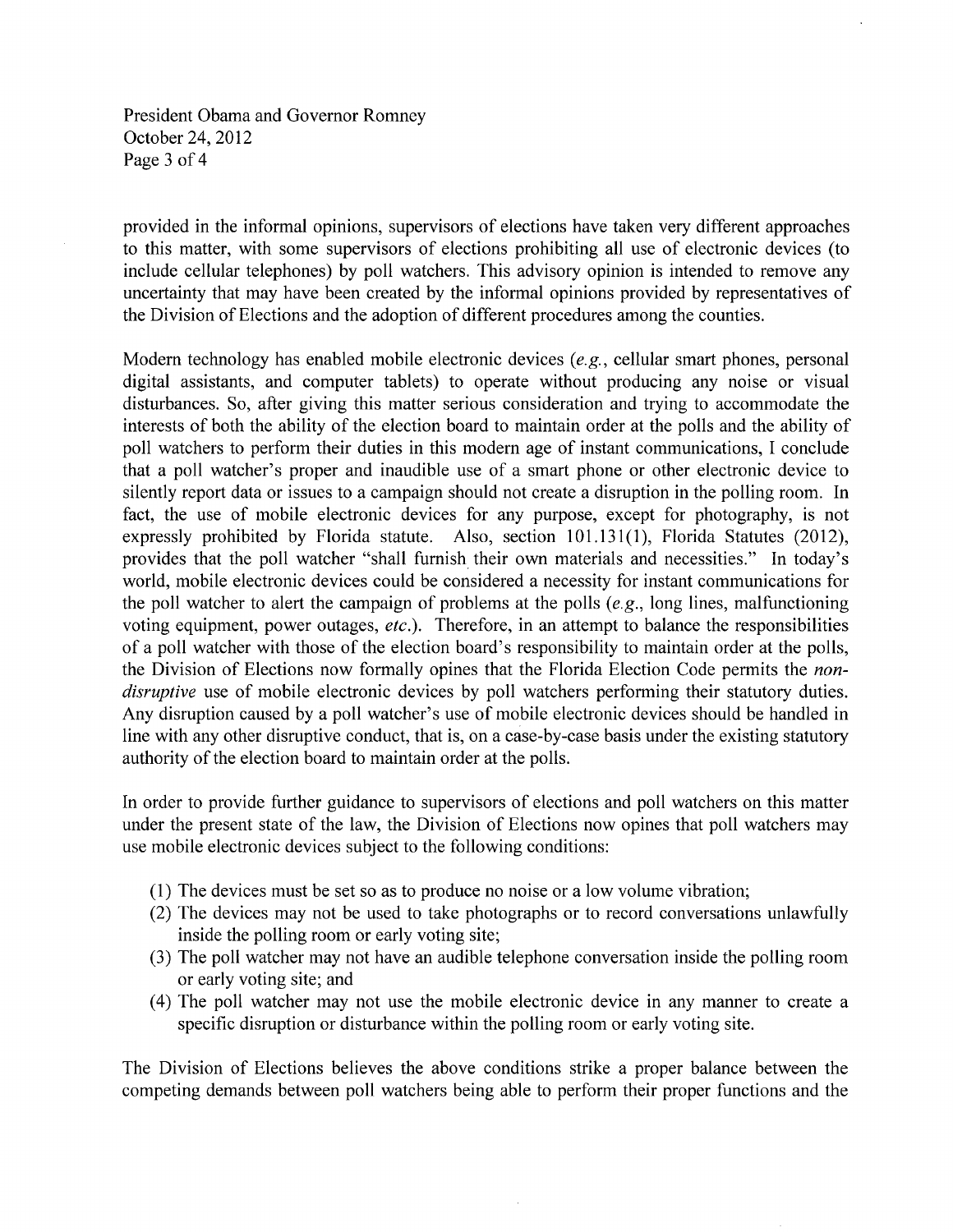provided in the informal opinions, supervisors of elections have taken very different approaches to this matter, with some supervisors of elections prohibiting all use of electronic devices (to include cellular telephones) by poll watchers. This advisory opinion is intended to remove any uncertainty that may have been created by the informal opinions provided by representatives of the Division of Elections and the adoption of different procedures among the counties.

Modern technology has enabled mobile electronic devices (*e.g.*, cellular smart phones, personal digital assistants, and computer tablets) to operate without producing any noise or visual disturbances. So, after giving this matter serious consideration and trying to accommodate the interests of both the ability of the election board to maintain order at the polls and the ability of poll watchers to perform their duties in this modern age of instant communications, I conclude that a poll watcher's proper and inaudible use of a smart phone or other electronic device to silently report data or issues to a campaign should not create a disruption in the polling room. In fact, the use of mobile electronic devices for any purpose, except for photography, is not expressly prohibited by Florida statute. Also, section 101.131(1), Florida Statutes (2012), provides that the poll watcher "shall furnish their own materials and necessities." In today's world, mobile electronic devices could be considered a necessity for instant communications for the poll watcher to alert the campaign of problems at the polls (*e.g.*, long lines, malfunctioning voting equipment, power outages, *etc.*). Therefore, in an attempt to balance the responsibilities of a poll watcher with those of the election board's responsibility to maintain order at the polls, the Division of Elections now formally opines that the Florida Election Code permits the *non-disruptive* use of mobile electronic devices by poll watchers performing their statutory duties. Any disruption caused by a poll watcher's use of mobile electronic devices should be handled in line with any other disruptive conduct, that is, on a case-by-case basis under the existing statutory authority of the election board to maintain order at the polls.

In order to provide further guidance to supervisors of elections and poll watchers on this matter under the present state of the law, the Division of Elections now opines that poll watchers may use mobile electronic devices subject to the following conditions:

(1) The devices must be set so as to produce no noise or a low volume vibration;
(2) The devices may not be used to take photographs or to record conversations unlawfully inside the polling room or early voting site;
(3) The poll watcher may not have an audible telephone conversation inside the polling room or early voting site; and
(4) The poll watcher may not use the mobile electronic device in any manner to create a specific disruption or disturbance within the polling room or early voting site.

The Division of Elections believes the above conditions strike a proper balance between the competing demands between poll watchers being able to perform their proper functions and the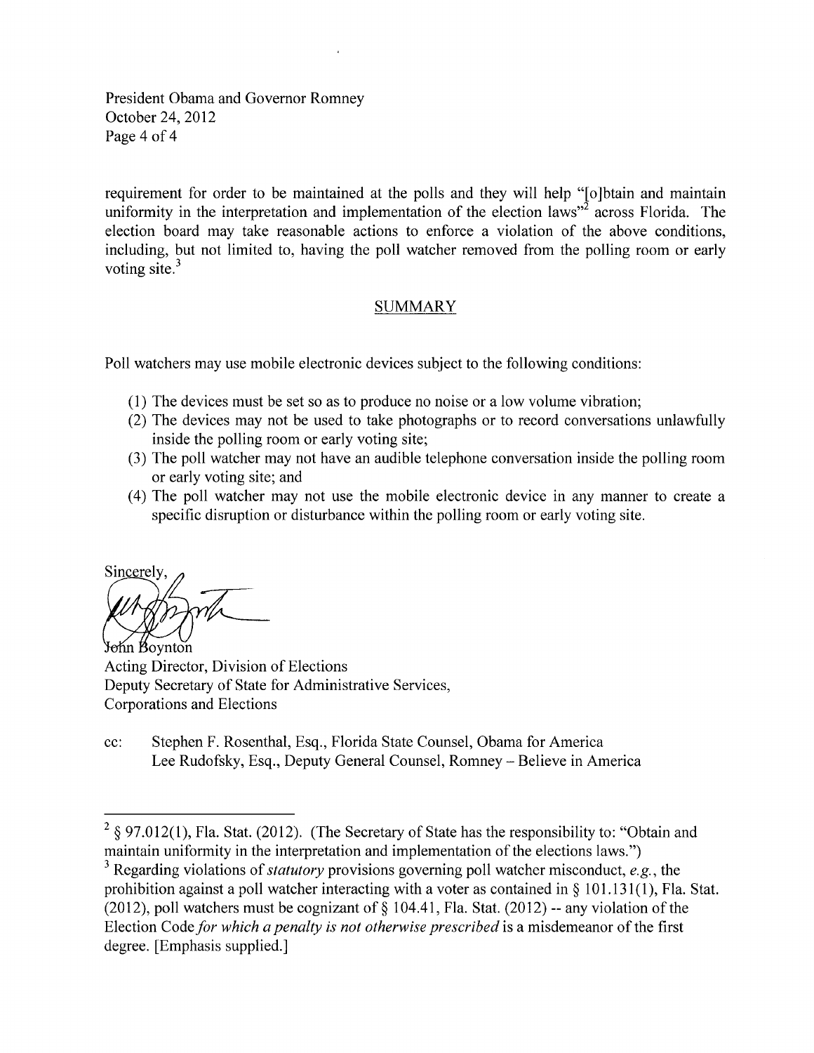requirement for order to be maintained at the polls and they will help "[o]btain and maintain uniformity in the interpretation and implementation of the election laws"[2] across Florida. The election board may take reasonable actions to enforce a violation of the above conditions, including, but not limited to, having the poll watcher removed from the polling room or early voting site.[3]

## SUMMARY

Poll watchers may use mobile electronic devices subject to the following conditions:

(1) The devices must be set so as to produce no noise or a low volume vibration;
(2) The devices may not be used to take photographs or to record conversations unlawfully inside the polling room or early voting site;
(3) The poll watcher may not have an audible telephone conversation inside the polling room or early voting site; and
(4) The poll watcher may not use the mobile electronic device in any manner to create a specific disruption or disturbance within the polling room or early voting site.

Sincerely,

John Boynton
Acting Director, Division of Elections
Deputy Secretary of State for Administrative Services, Corporations and Elections

cc: Stephen F. Rosenthal, Esq., Florida State Counsel, Obama for America
Lee Rudofsky, Esq., Deputy General Counsel, Romney – Believe in America

---

[2] § 97.012(1), Fla. Stat. (2012). (The Secretary of State has the responsibility to: "Obtain and maintain uniformity in the interpretation and implementation of the elections laws.")

[3] Regarding violations of *statutory* provisions governing poll watcher misconduct, *e.g.*, the prohibition against a poll watcher interacting with a voter as contained in § 101.131(1), Fla. Stat. (2012), poll watchers must be cognizant of § 104.41, Fla. Stat. (2012) -- any violation of the Election Code *for which a penalty is not otherwise prescribed* is a misdemeanor of the first degree. [Emphasis supplied.]